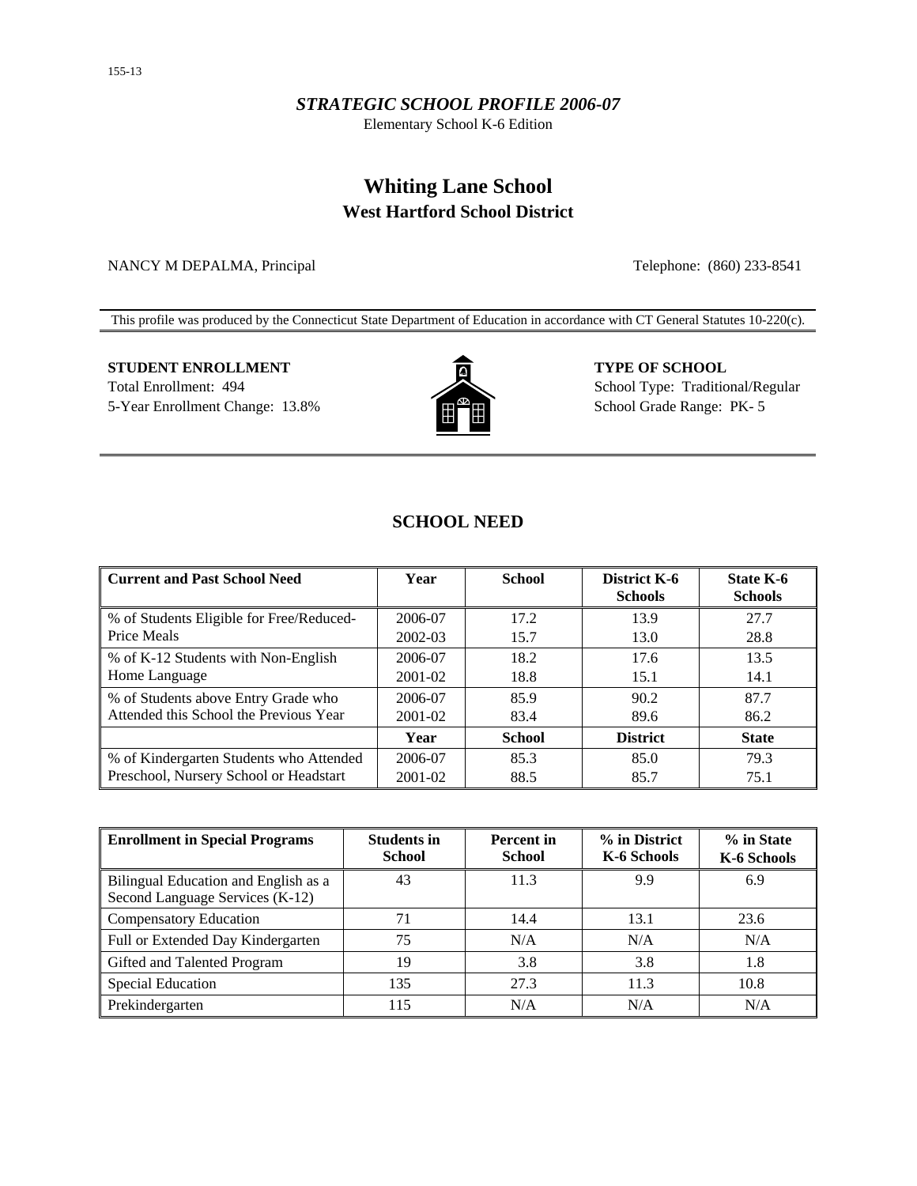*STRATEGIC SCHOOL PROFILE 2006-07*

Elementary School K-6 Edition

# Whiting Lane School
## West Hartford School District

NANCY M DEPALMA, Principal

Telephone: (860) 233-8541

This profile was produced by the Connecticut State Department of Education in accordance with CT General Statutes 10-220(c).

**STUDENT ENROLLMENT**

Total Enrollment: 494

5-Year Enrollment Change: 13.8%

**TYPE OF SCHOOL**

School Type: Traditional/Regular

School Grade Range: PK- 5

## SCHOOL NEED

| Current and Past School Need | Year | School | District K-6 Schools | State K-6 Schools |
|---|---|---|---|---|
| % of Students Eligible for Free/Reduced-Price Meals | 2006-07 | 17.2 | 13.9 | 27.7 |
| | 2002-03 | 15.7 | 13.0 | 28.8 |
| % of K-12 Students with Non-English Home Language | 2006-07 | 18.2 | 17.6 | 13.5 |
| | 2001-02 | 18.8 | 15.1 | 14.1 |
| % of Students above Entry Grade who Attended this School the Previous Year | 2006-07 | 85.9 | 90.2 | 87.7 |
| | 2001-02 | 83.4 | 89.6 | 86.2 |
| | **Year** | **School** | **District** | **State** |
| % of Kindergarten Students who Attended Preschool, Nursery School or Headstart | 2006-07 | 85.3 | 85.0 | 79.3 |
| | 2001-02 | 88.5 | 85.7 | 75.1 |

| Enrollment in Special Programs | Students in School | Percent in School | % in District K-6 Schools | % in State K-6 Schools |
|---|---|---|---|---|
| Bilingual Education and English as a Second Language Services (K-12) | 43 | 11.3 | 9.9 | 6.9 |
| Compensatory Education | 71 | 14.4 | 13.1 | 23.6 |
| Full or Extended Day Kindergarten | 75 | N/A | N/A | N/A |
| Gifted and Talented Program | 19 | 3.8 | 3.8 | 1.8 |
| Special Education | 135 | 27.3 | 11.3 | 10.8 |
| Prekindergarten | 115 | N/A | N/A | N/A |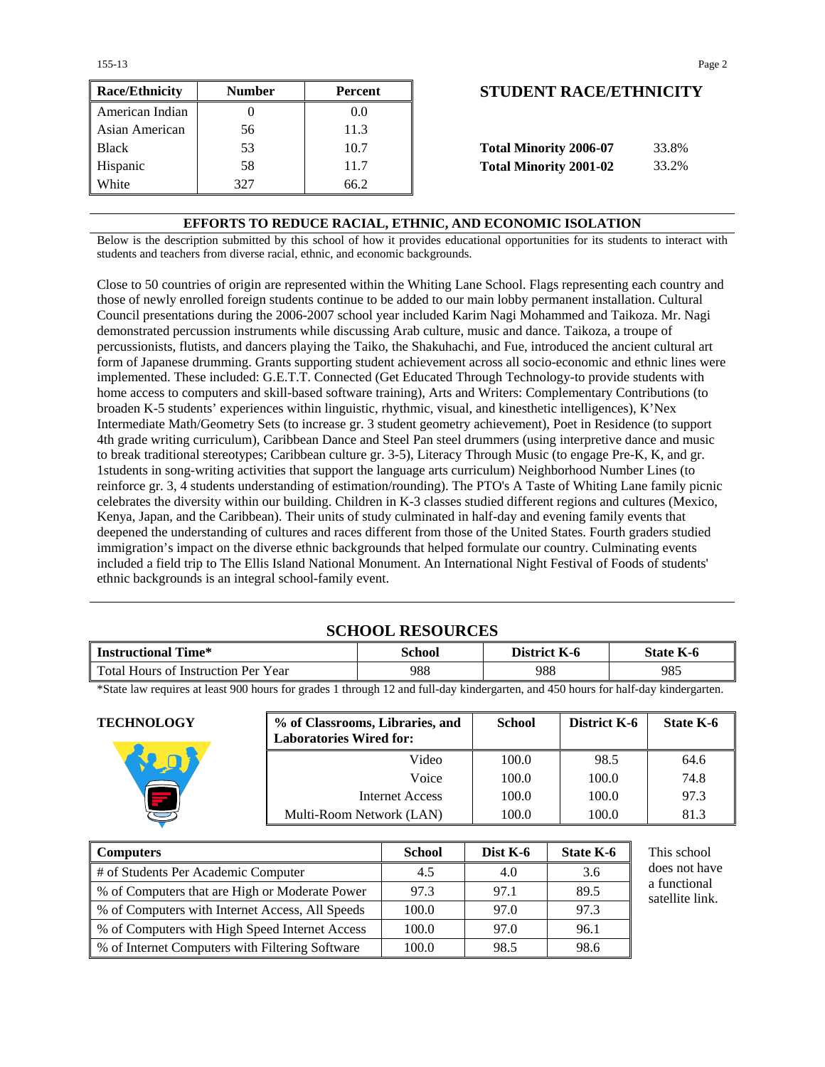| Race/Ethnicity | Number | Percent |
|---|---|---|
| American Indian | 0 | 0.0 |
| Asian American | 56 | 11.3 |
| Black | 53 | 10.7 |
| Hispanic | 58 | 11.7 |
| White | 327 | 66.2 |

## STUDENT RACE/ETHNICITY

**Total Minority 2006-07** 33.8%

**Total Minority 2001-02** 33.2%

## EFFORTS TO REDUCE RACIAL, ETHNIC, AND ECONOMIC ISOLATION

Below is the description submitted by this school of how it provides educational opportunities for its students to interact with students and teachers from diverse racial, ethnic, and economic backgrounds.

Close to 50 countries of origin are represented within the Whiting Lane School. Flags representing each country and those of newly enrolled foreign students continue to be added to our main lobby permanent installation. Cultural Council presentations during the 2006-2007 school year included Karim Nagi Mohammed and Taikoza. Mr. Nagi demonstrated percussion instruments while discussing Arab culture, music and dance. Taikoza, a troupe of percussionists, flutists, and dancers playing the Taiko, the Shakuhachi, and Fue, introduced the ancient cultural art form of Japanese drumming. Grants supporting student achievement across all socio-economic and ethnic lines were implemented. These included: G.E.T.T. Connected (Get Educated Through Technology-to provide students with home access to computers and skill-based software training), Arts and Writers: Complementary Contributions (to broaden K-5 students' experiences within linguistic, rhythmic, visual, and kinesthetic intelligences), K'Nex Intermediate Math/Geometry Sets (to increase gr. 3 student geometry achievement), Poet in Residence (to support 4th grade writing curriculum), Caribbean Dance and Steel Pan steel drummers (using interpretive dance and music to break traditional stereotypes; Caribbean culture gr. 3-5), Literacy Through Music (to engage Pre-K, K, and gr. 1students in song-writing activities that support the language arts curriculum) Neighborhood Number Lines (to reinforce gr. 3, 4 students understanding of estimation/rounding). The PTO's A Taste of Whiting Lane family picnic celebrates the diversity within our building. Children in K-3 classes studied different regions and cultures (Mexico, Kenya, Japan, and the Caribbean). Their units of study culminated in half-day and evening family events that deepened the understanding of cultures and races different from those of the United States. Fourth graders studied immigration's impact on the diverse ethnic backgrounds that helped formulate our country. Culminating events included a field trip to The Ellis Island National Monument. An International Night Festival of Foods of students' ethnic backgrounds is an integral school-family event.

## SCHOOL RESOURCES

| Instructional Time* | School | District K-6 | State K-6 |
|---|---|---|---|
| Total Hours of Instruction Per Year | 988 | 988 | 985 |

*State law requires at least 900 hours for grades 1 through 12 and full-day kindergarten, and 450 hours for half-day kindergarten.

### TECHNOLOGY

| % of Classrooms, Libraries, and Laboratories Wired for: | School | District K-6 | State K-6 |
|---|---|---|---|
| Video | 100.0 | 98.5 | 64.6 |
| Voice | 100.0 | 100.0 | 74.8 |
| Internet Access | 100.0 | 100.0 | 97.3 |
| Multi-Room Network (LAN) | 100.0 | 100.0 | 81.3 |

| Computers | School | Dist K-6 | State K-6 |
|---|---|---|---|
| # of Students Per Academic Computer | 4.5 | 4.0 | 3.6 |
| % of Computers that are High or Moderate Power | 97.3 | 97.1 | 89.5 |
| % of Computers with Internet Access, All Speeds | 100.0 | 97.0 | 97.3 |
| % of Computers with High Speed Internet Access | 100.0 | 97.0 | 96.1 |
| % of Internet Computers with Filtering Software | 100.0 | 98.5 | 98.6 |

This school does not have a functional satellite link.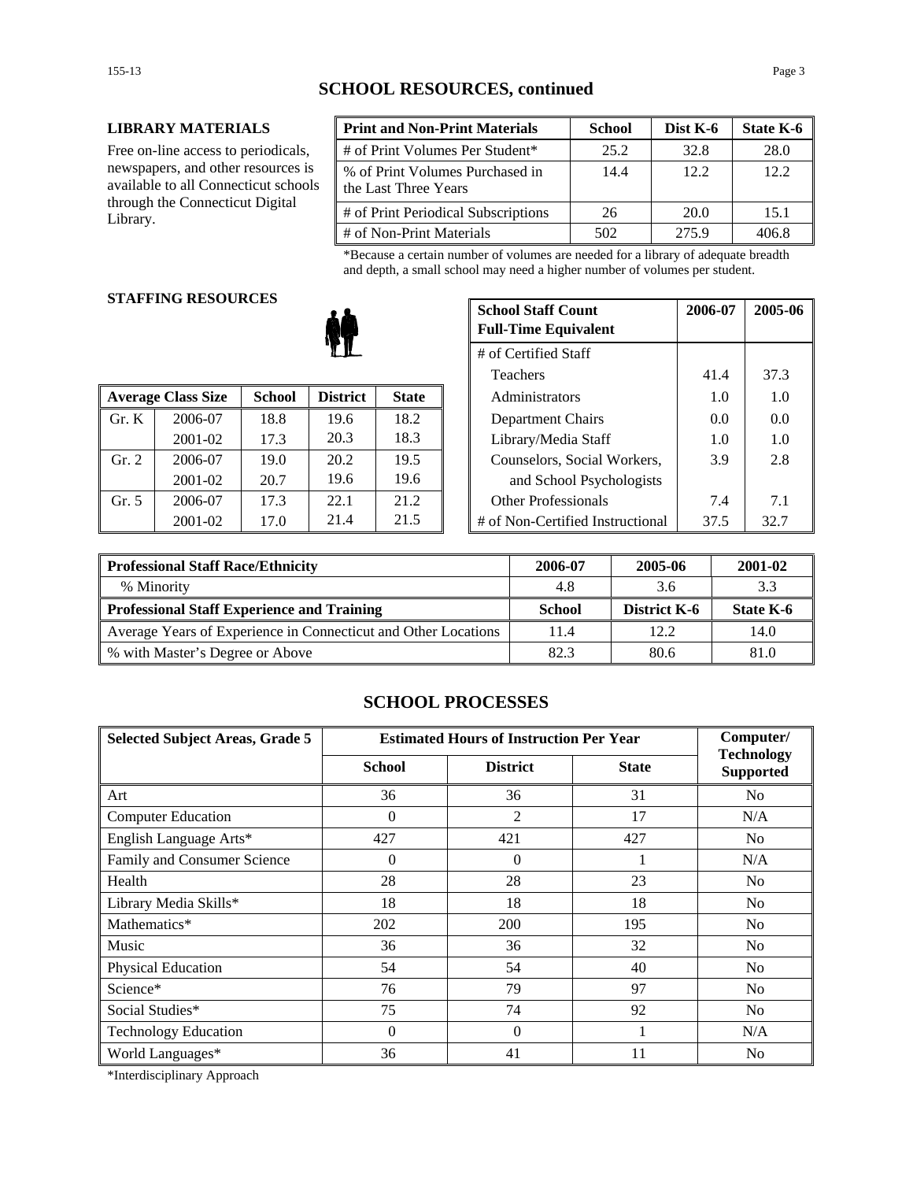## SCHOOL RESOURCES, continued

**LIBRARY MATERIALS**

Free on-line access to periodicals, newspapers, and other resources is available to all Connecticut schools through the Connecticut Digital Library.

| Print and Non-Print Materials | School | Dist K-6 | State K-6 |
|---|---|---|---|
| # of Print Volumes Per Student* | 25.2 | 32.8 | 28.0 |
| % of Print Volumes Purchased in the Last Three Years | 14.4 | 12.2 | 12.2 |
| # of Print Periodical Subscriptions | 26 | 20.0 | 15.1 |
| # of Non-Print Materials | 502 | 275.9 | 406.8 |

*Because a certain number of volumes are needed for a library of adequate breadth and depth, a small school may need a higher number of volumes per student.

**STAFFING RESOURCES**

| Average Class Size | | School | District | State |
|---|---|---|---|---|
| Gr. K | 2006-07 | 18.8 | 19.6 | 18.2 |
| | 2001-02 | 17.3 | 20.3 | 18.3 |
| Gr. 2 | 2006-07 | 19.0 | 20.2 | 19.5 |
| | 2001-02 | 20.7 | 19.6 | 19.6 |
| Gr. 5 | 2006-07 | 17.3 | 22.1 | 21.2 |
| | 2001-02 | 17.0 | 21.4 | 21.5 |

| School Staff Count Full-Time Equivalent | 2006-07 | 2005-06 |
|---|---|---|
| # of Certified Staff | | |
| Teachers | 41.4 | 37.3 |
| Administrators | 1.0 | 1.0 |
| Department Chairs | 0.0 | 0.0 |
| Library/Media Staff | 1.0 | 1.0 |
| Counselors, Social Workers, and School Psychologists | 3.9 | 2.8 |
| Other Professionals | 7.4 | 7.1 |
| # of Non-Certified Instructional | 37.5 | 32.7 |

| Professional Staff Race/Ethnicity | 2006-07 | 2005-06 | 2001-02 |
|---|---|---|---|
| % Minority | 4.8 | 3.6 | 3.3 |
| **Professional Staff Experience and Training** | **School** | **District K-6** | **State K-6** |
| Average Years of Experience in Connecticut and Other Locations | 11.4 | 12.2 | 14.0 |
| % with Master's Degree or Above | 82.3 | 80.6 | 81.0 |

## SCHOOL PROCESSES

| Selected Subject Areas, Grade 5 | Estimated Hours of Instruction Per Year | | | Computer/ Technology Supported |
|---|---|---|---|---|
| | School | District | State | |
| Art | 36 | 36 | 31 | No |
| Computer Education | 0 | 2 | 17 | N/A |
| English Language Arts* | 427 | 421 | 427 | No |
| Family and Consumer Science | 0 | 0 | 1 | N/A |
| Health | 28 | 28 | 23 | No |
| Library Media Skills* | 18 | 18 | 18 | No |
| Mathematics* | 202 | 200 | 195 | No |
| Music | 36 | 36 | 32 | No |
| Physical Education | 54 | 54 | 40 | No |
| Science* | 76 | 79 | 97 | No |
| Social Studies* | 75 | 74 | 92 | No |
| Technology Education | 0 | 0 | 1 | N/A |
| World Languages* | 36 | 41 | 11 | No |

*Interdisciplinary Approach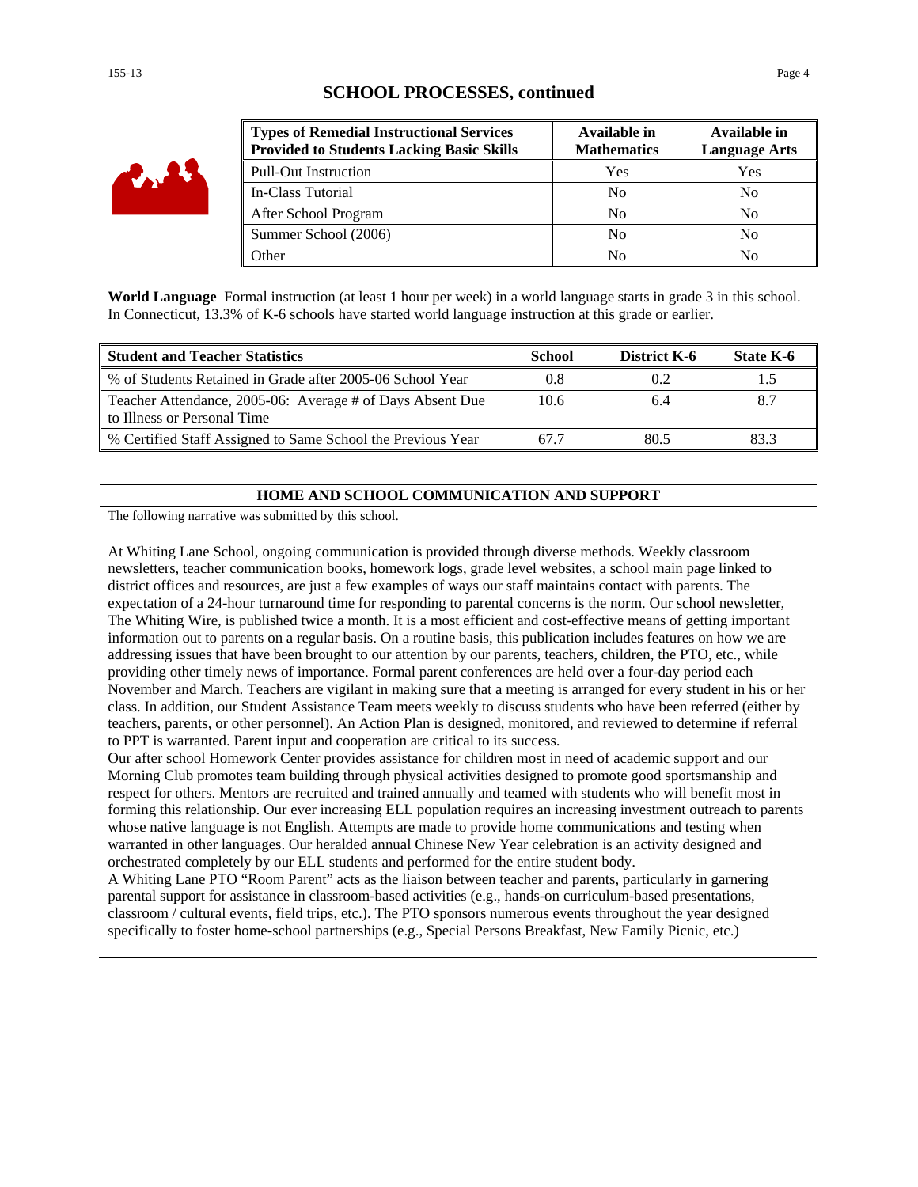## SCHOOL PROCESSES, continued

| Types of Remedial Instructional Services Provided to Students Lacking Basic Skills | Available in Mathematics | Available in Language Arts |
|---|---|---|
| Pull-Out Instruction | Yes | Yes |
| In-Class Tutorial | No | No |
| After School Program | No | No |
| Summer School (2006) | No | No |
| Other | No | No |

**World Language** Formal instruction (at least 1 hour per week) in a world language starts in grade 3 in this school. In Connecticut, 13.3% of K-6 schools have started world language instruction at this grade or earlier.

| Student and Teacher Statistics | School | District K-6 | State K-6 |
|---|---|---|---|
| % of Students Retained in Grade after 2005-06 School Year | 0.8 | 0.2 | 1.5 |
| Teacher Attendance, 2005-06: Average # of Days Absent Due to Illness or Personal Time | 10.6 | 6.4 | 8.7 |
| % Certified Staff Assigned to Same School the Previous Year | 67.7 | 80.5 | 83.3 |

## HOME AND SCHOOL COMMUNICATION AND SUPPORT

The following narrative was submitted by this school.

At Whiting Lane School, ongoing communication is provided through diverse methods. Weekly classroom newsletters, teacher communication books, homework logs, grade level websites, a school main page linked to district offices and resources, are just a few examples of ways our staff maintains contact with parents. The expectation of a 24-hour turnaround time for responding to parental concerns is the norm. Our school newsletter, The Whiting Wire, is published twice a month. It is a most efficient and cost-effective means of getting important information out to parents on a regular basis. On a routine basis, this publication includes features on how we are addressing issues that have been brought to our attention by our parents, teachers, children, the PTO, etc., while providing other timely news of importance. Formal parent conferences are held over a four-day period each November and March. Teachers are vigilant in making sure that a meeting is arranged for every student in his or her class. In addition, our Student Assistance Team meets weekly to discuss students who have been referred (either by teachers, parents, or other personnel). An Action Plan is designed, monitored, and reviewed to determine if referral to PPT is warranted. Parent input and cooperation are critical to its success.

Our after school Homework Center provides assistance for children most in need of academic support and our Morning Club promotes team building through physical activities designed to promote good sportsmanship and respect for others. Mentors are recruited and trained annually and teamed with students who will benefit most in forming this relationship. Our ever increasing ELL population requires an increasing investment outreach to parents whose native language is not English. Attempts are made to provide home communications and testing when warranted in other languages. Our heralded annual Chinese New Year celebration is an activity designed and orchestrated completely by our ELL students and performed for the entire student body.

A Whiting Lane PTO "Room Parent" acts as the liaison between teacher and parents, particularly in garnering parental support for assistance in classroom-based activities (e.g., hands-on curriculum-based presentations, classroom / cultural events, field trips, etc.). The PTO sponsors numerous events throughout the year designed specifically to foster home-school partnerships (e.g., Special Persons Breakfast, New Family Picnic, etc.)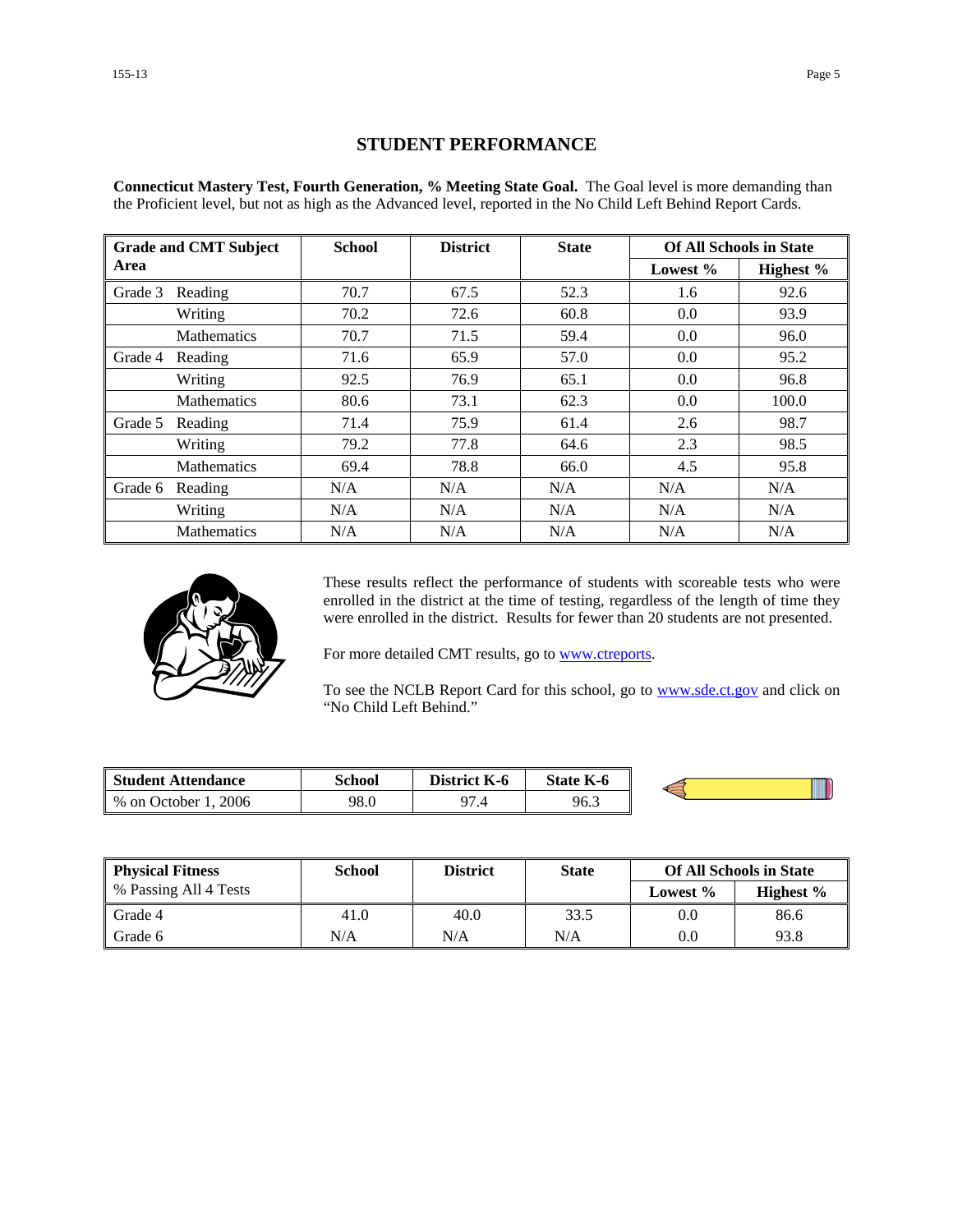## STUDENT PERFORMANCE

**Connecticut Mastery Test, Fourth Generation, % Meeting State Goal.** The Goal level is more demanding than the Proficient level, but not as high as the Advanced level, reported in the No Child Left Behind Report Cards.

| Grade and CMT Subject Area | | School | District | State | Of All Schools in State | |
|---|---|---|---|---|---|---|
| | | | | | Lowest % | Highest % |
| Grade 3 | Reading | 70.7 | 67.5 | 52.3 | 1.6 | 92.6 |
| | Writing | 70.2 | 72.6 | 60.8 | 0.0 | 93.9 |
| | Mathematics | 70.7 | 71.5 | 59.4 | 0.0 | 96.0 |
| Grade 4 | Reading | 71.6 | 65.9 | 57.0 | 0.0 | 95.2 |
| | Writing | 92.5 | 76.9 | 65.1 | 0.0 | 96.8 |
| | Mathematics | 80.6 | 73.1 | 62.3 | 0.0 | 100.0 |
| Grade 5 | Reading | 71.4 | 75.9 | 61.4 | 2.6 | 98.7 |
| | Writing | 79.2 | 77.8 | 64.6 | 2.3 | 98.5 |
| | Mathematics | 69.4 | 78.8 | 66.0 | 4.5 | 95.8 |
| Grade 6 | Reading | N/A | N/A | N/A | N/A | N/A |
| | Writing | N/A | N/A | N/A | N/A | N/A |
| | Mathematics | N/A | N/A | N/A | N/A | N/A |

These results reflect the performance of students with scoreable tests who were enrolled in the district at the time of testing, regardless of the length of time they were enrolled in the district. Results for fewer than 20 students are not presented.

For more detailed CMT results, go to www.ctreports.

To see the NCLB Report Card for this school, go to www.sde.ct.gov and click on "No Child Left Behind."

| Student Attendance | School | District K-6 | State K-6 |
|---|---|---|---|
| % on October 1, 2006 | 98.0 | 97.4 | 96.3 |

| Physical Fitness<br>% Passing All 4 Tests | School | District | State | Of All Schools in State | |
|---|---|---|---|---|---|
| | | | | Lowest % | Highest % |
| Grade 4 | 41.0 | 40.0 | 33.5 | 0.0 | 86.6 |
| Grade 6 | N/A | N/A | N/A | 0.0 | 93.8 |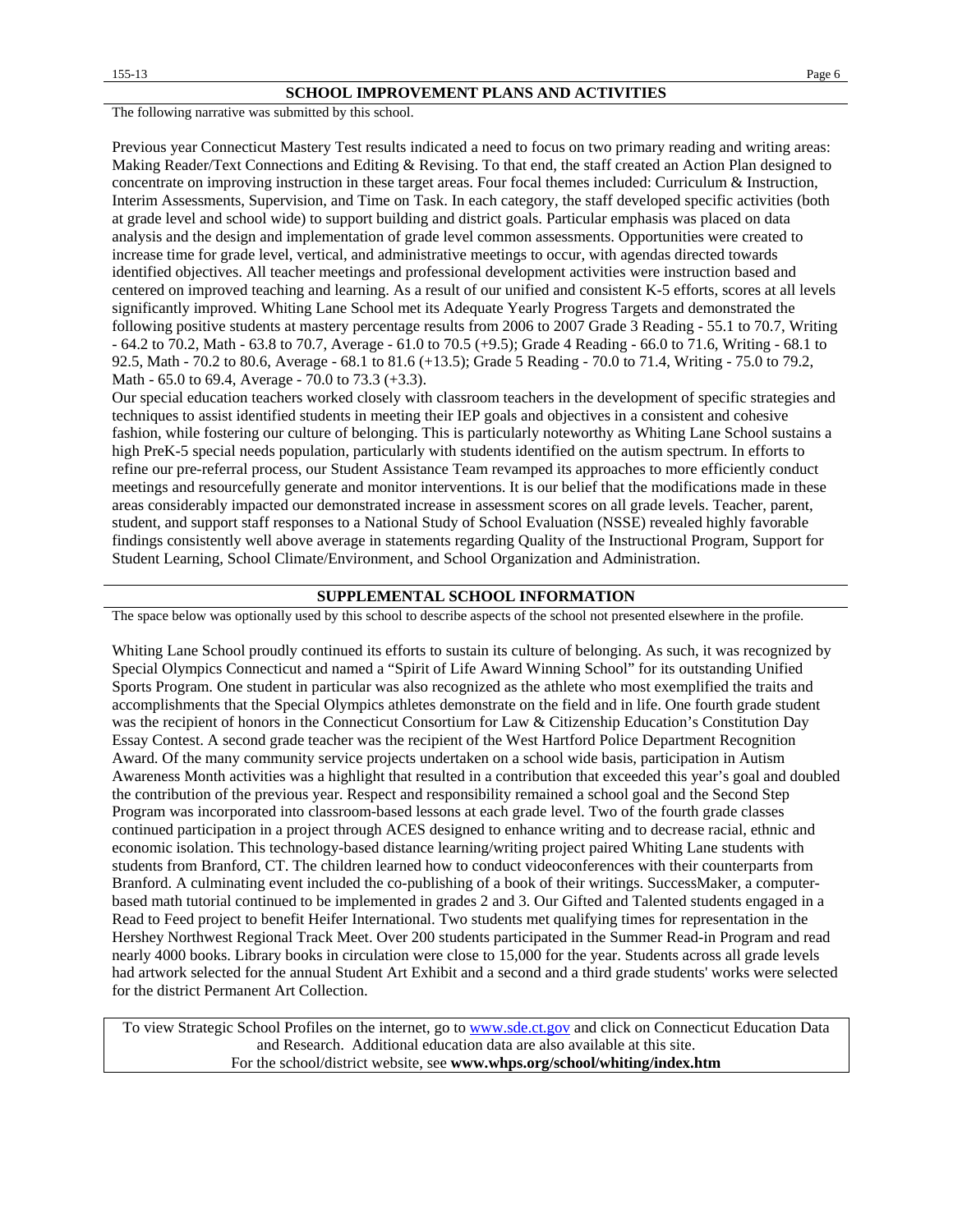## SCHOOL IMPROVEMENT PLANS AND ACTIVITIES

The following narrative was submitted by this school.

Previous year Connecticut Mastery Test results indicated a need to focus on two primary reading and writing areas: Making Reader/Text Connections and Editing & Revising. To that end, the staff created an Action Plan designed to concentrate on improving instruction in these target areas. Four focal themes included: Curriculum & Instruction, Interim Assessments, Supervision, and Time on Task. In each category, the staff developed specific activities (both at grade level and school wide) to support building and district goals. Particular emphasis was placed on data analysis and the design and implementation of grade level common assessments. Opportunities were created to increase time for grade level, vertical, and administrative meetings to occur, with agendas directed towards identified objectives. All teacher meetings and professional development activities were instruction based and centered on improved teaching and learning. As a result of our unified and consistent K-5 efforts, scores at all levels significantly improved. Whiting Lane School met its Adequate Yearly Progress Targets and demonstrated the following positive students at mastery percentage results from 2006 to 2007 Grade 3 Reading - 55.1 to 70.7, Writing - 64.2 to 70.2, Math - 63.8 to 70.7, Average - 61.0 to 70.5 (+9.5); Grade 4 Reading - 66.0 to 71.6, Writing - 68.1 to 92.5, Math - 70.2 to 80.6, Average - 68.1 to 81.6 (+13.5); Grade 5 Reading - 70.0 to 71.4, Writing - 75.0 to 79.2, Math - 65.0 to 69.4, Average - 70.0 to 73.3 (+3.3).

Our special education teachers worked closely with classroom teachers in the development of specific strategies and techniques to assist identified students in meeting their IEP goals and objectives in a consistent and cohesive fashion, while fostering our culture of belonging. This is particularly noteworthy as Whiting Lane School sustains a high PreK-5 special needs population, particularly with students identified on the autism spectrum. In efforts to refine our pre-referral process, our Student Assistance Team revamped its approaches to more efficiently conduct meetings and resourcefully generate and monitor interventions. It is our belief that the modifications made in these areas considerably impacted our demonstrated increase in assessment scores on all grade levels. Teacher, parent, student, and support staff responses to a National Study of School Evaluation (NSSE) revealed highly favorable findings consistently well above average in statements regarding Quality of the Instructional Program, Support for Student Learning, School Climate/Environment, and School Organization and Administration.

## SUPPLEMENTAL SCHOOL INFORMATION

The space below was optionally used by this school to describe aspects of the school not presented elsewhere in the profile.

Whiting Lane School proudly continued its efforts to sustain its culture of belonging. As such, it was recognized by Special Olympics Connecticut and named a "Spirit of Life Award Winning School" for its outstanding Unified Sports Program. One student in particular was also recognized as the athlete who most exemplified the traits and accomplishments that the Special Olympics athletes demonstrate on the field and in life. One fourth grade student was the recipient of honors in the Connecticut Consortium for Law & Citizenship Education's Constitution Day Essay Contest. A second grade teacher was the recipient of the West Hartford Police Department Recognition Award. Of the many community service projects undertaken on a school wide basis, participation in Autism Awareness Month activities was a highlight that resulted in a contribution that exceeded this year's goal and doubled the contribution of the previous year. Respect and responsibility remained a school goal and the Second Step Program was incorporated into classroom-based lessons at each grade level. Two of the fourth grade classes continued participation in a project through ACES designed to enhance writing and to decrease racial, ethnic and economic isolation. This technology-based distance learning/writing project paired Whiting Lane students with students from Branford, CT. The children learned how to conduct videoconferences with their counterparts from Branford. A culminating event included the co-publishing of a book of their writings. SuccessMaker, a computer-based math tutorial continued to be implemented in grades 2 and 3. Our Gifted and Talented students engaged in a Read to Feed project to benefit Heifer International. Two students met qualifying times for representation in the Hershey Northwest Regional Track Meet. Over 200 students participated in the Summer Read-in Program and read nearly 4000 books. Library books in circulation were close to 15,000 for the year. Students across all grade levels had artwork selected for the annual Student Art Exhibit and a second and a third grade students' works were selected for the district Permanent Art Collection.

To view Strategic School Profiles on the internet, go to www.sde.ct.gov and click on Connecticut Education Data and Research. Additional education data are also available at this site.
For the school/district website, see **www.whps.org/school/whiting/index.htm**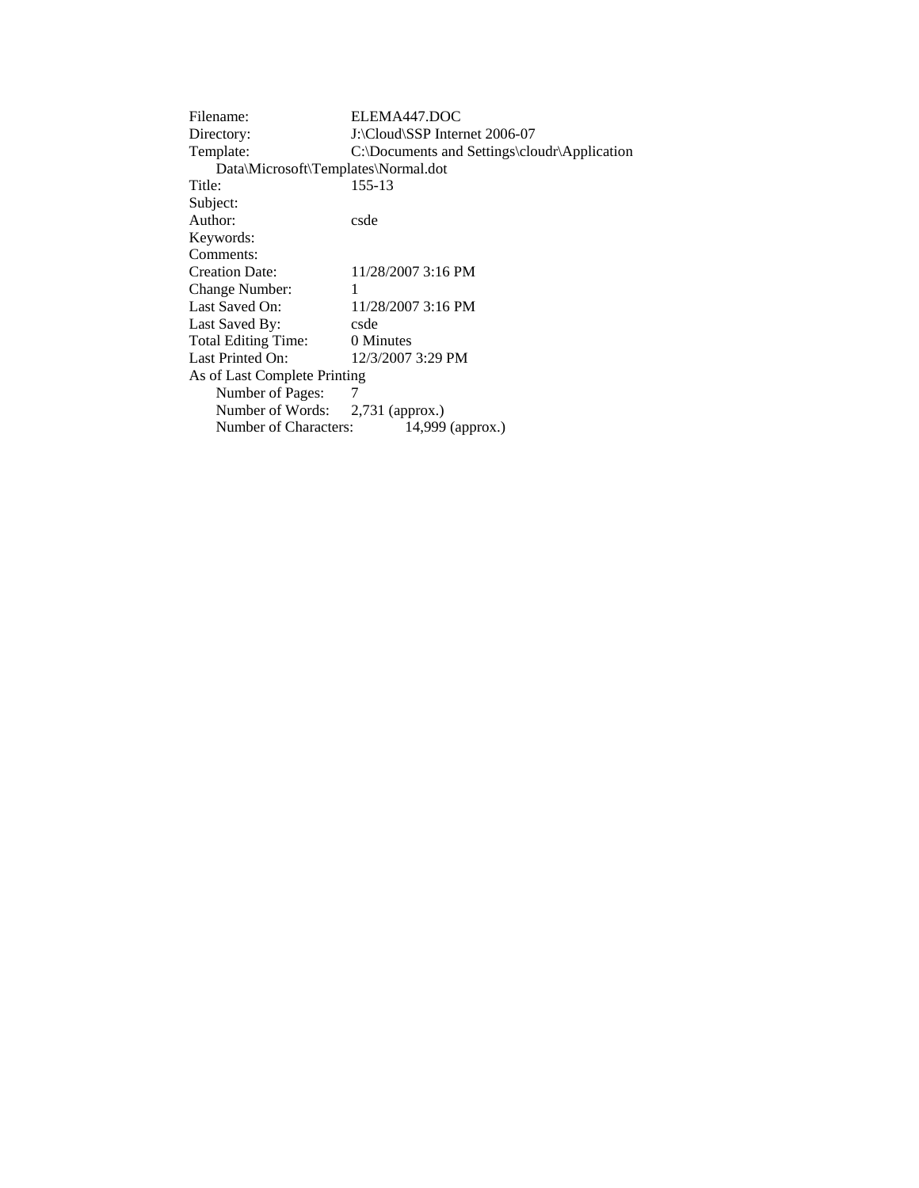Filename: ELEMA447.DOC
Directory: J:\Cloud\SSP Internet 2006-07
Template: C:\Documents and Settings\cloudr\Application Data\Microsoft\Templates\Normal.dot
Title: 155-13
Subject:
Author: csde
Keywords:
Comments:
Creation Date: 11/28/2007 3:16 PM
Change Number: 1
Last Saved On: 11/28/2007 3:16 PM
Last Saved By: csde
Total Editing Time: 0 Minutes
Last Printed On: 12/3/2007 3:29 PM
As of Last Complete Printing
Number of Pages: 7
Number of Words: 2,731 (approx.)
Number of Characters: 14,999 (approx.)